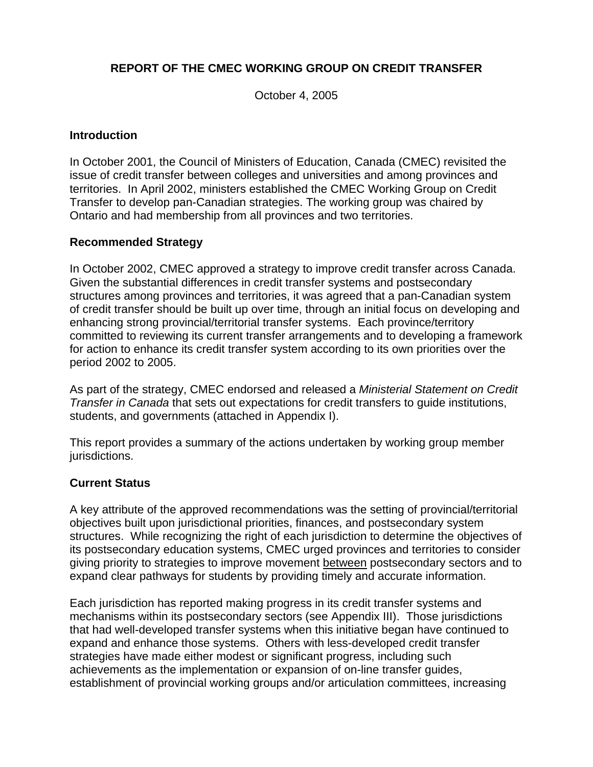# REPORT OF THE CMEC WORKING GROUP ON CREDIT TRANSFER

October 4, 2005

## Introduction

In October 2001, the Council of Ministers of Education, Canada (CMEC) revisited the issue of credit transfer between colleges and universities and among provinces and territories. In April 2002, ministers established the CMEC Working Group on Credit Transfer to develop pan-Canadian strategies. The working group was chaired by Ontario and had membership from all provinces and two territories.

## Recommended Strategy

In October 2002, CMEC approved a strategy to improve credit transfer across Canada. Given the substantial differences in credit transfer systems and postsecondary structures among provinces and territories, it was agreed that a pan-Canadian system of credit transfer should be built up over time, through an initial focus on developing and enhancing strong provincial/territorial transfer systems. Each province/territory committed to reviewing its current transfer arrangements and to developing a framework for action to enhance its credit transfer system according to its own priorities over the period 2002 to 2005.

As part of the strategy, CMEC endorsed and released a *Ministerial Statement on Credit Transfer in Canada* that sets out expectations for credit transfers to guide institutions, students, and governments (attached in Appendix I).

This report provides a summary of the actions undertaken by working group member jurisdictions.

## Current Status

A key attribute of the approved recommendations was the setting of provincial/territorial objectives built upon jurisdictional priorities, finances, and postsecondary system structures. While recognizing the right of each jurisdiction to determine the objectives of its postsecondary education systems, CMEC urged provinces and territories to consider giving priority to strategies to improve movement <u>between</u> postsecondary sectors and to expand clear pathways for students by providing timely and accurate information.

Each jurisdiction has reported making progress in its credit transfer systems and mechanisms within its postsecondary sectors (see Appendix III). Those jurisdictions that had well-developed transfer systems when this initiative began have continued to expand and enhance those systems. Others with less-developed credit transfer strategies have made either modest or significant progress, including such achievements as the implementation or expansion of on-line transfer guides, establishment of provincial working groups and/or articulation committees, increasing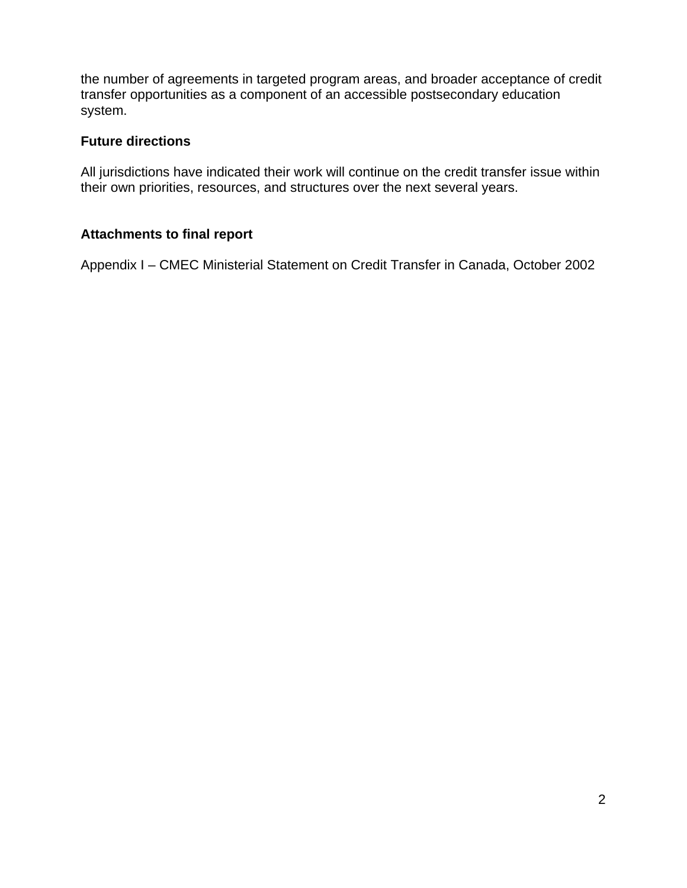the number of agreements in targeted program areas, and broader acceptance of credit transfer opportunities as a component of an accessible postsecondary education system.

**Future directions**

All jurisdictions have indicated their work will continue on the credit transfer issue within their own priorities, resources, and structures over the next several years.

**Attachments to final report**

Appendix I – CMEC Ministerial Statement on Credit Transfer in Canada, October 2002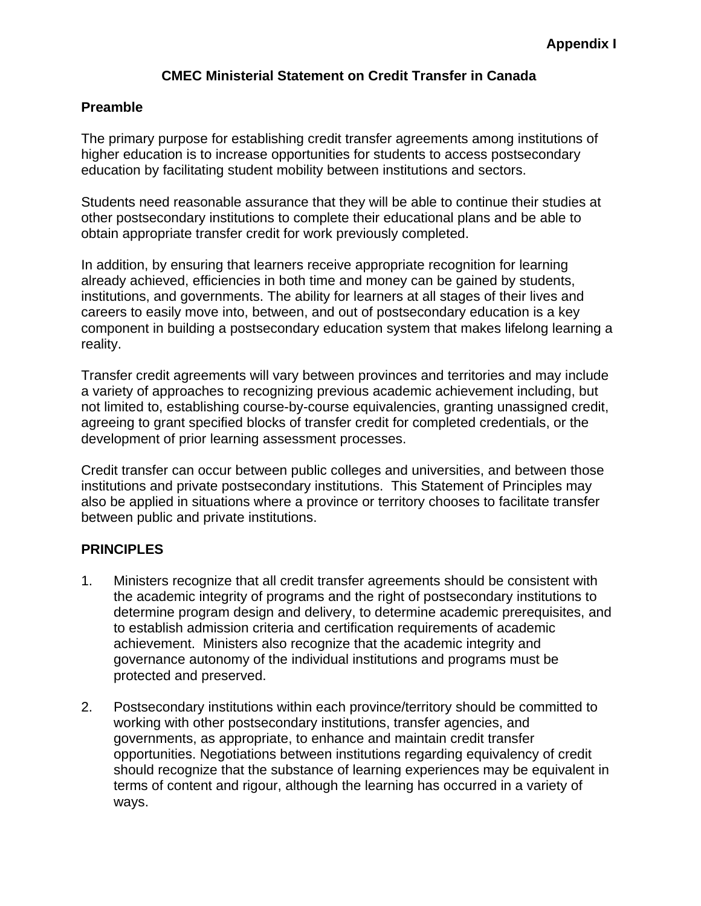**Appendix I**

## CMEC Ministerial Statement on Credit Transfer in Canada

### Preamble

The primary purpose for establishing credit transfer agreements among institutions of higher education is to increase opportunities for students to access postsecondary education by facilitating student mobility between institutions and sectors.

Students need reasonable assurance that they will be able to continue their studies at other postsecondary institutions to complete their educational plans and be able to obtain appropriate transfer credit for work previously completed.

In addition, by ensuring that learners receive appropriate recognition for learning already achieved, efficiencies in both time and money can be gained by students, institutions, and governments. The ability for learners at all stages of their lives and careers to easily move into, between, and out of postsecondary education is a key component in building a postsecondary education system that makes lifelong learning a reality.

Transfer credit agreements will vary between provinces and territories and may include a variety of approaches to recognizing previous academic achievement including, but not limited to, establishing course-by-course equivalencies, granting unassigned credit, agreeing to grant specified blocks of transfer credit for completed credentials, or the development of prior learning assessment processes.

Credit transfer can occur between public colleges and universities, and between those institutions and private postsecondary institutions. This Statement of Principles may also be applied in situations where a province or territory chooses to facilitate transfer between public and private institutions.

### PRINCIPLES

1. Ministers recognize that all credit transfer agreements should be consistent with the academic integrity of programs and the right of postsecondary institutions to determine program design and delivery, to determine academic prerequisites, and to establish admission criteria and certification requirements of academic achievement. Ministers also recognize that the academic integrity and governance autonomy of the individual institutions and programs must be protected and preserved.

2. Postsecondary institutions within each province/territory should be committed to working with other postsecondary institutions, transfer agencies, and governments, as appropriate, to enhance and maintain credit transfer opportunities. Negotiations between institutions regarding equivalency of credit should recognize that the substance of learning experiences may be equivalent in terms of content and rigour, although the learning has occurred in a variety of ways.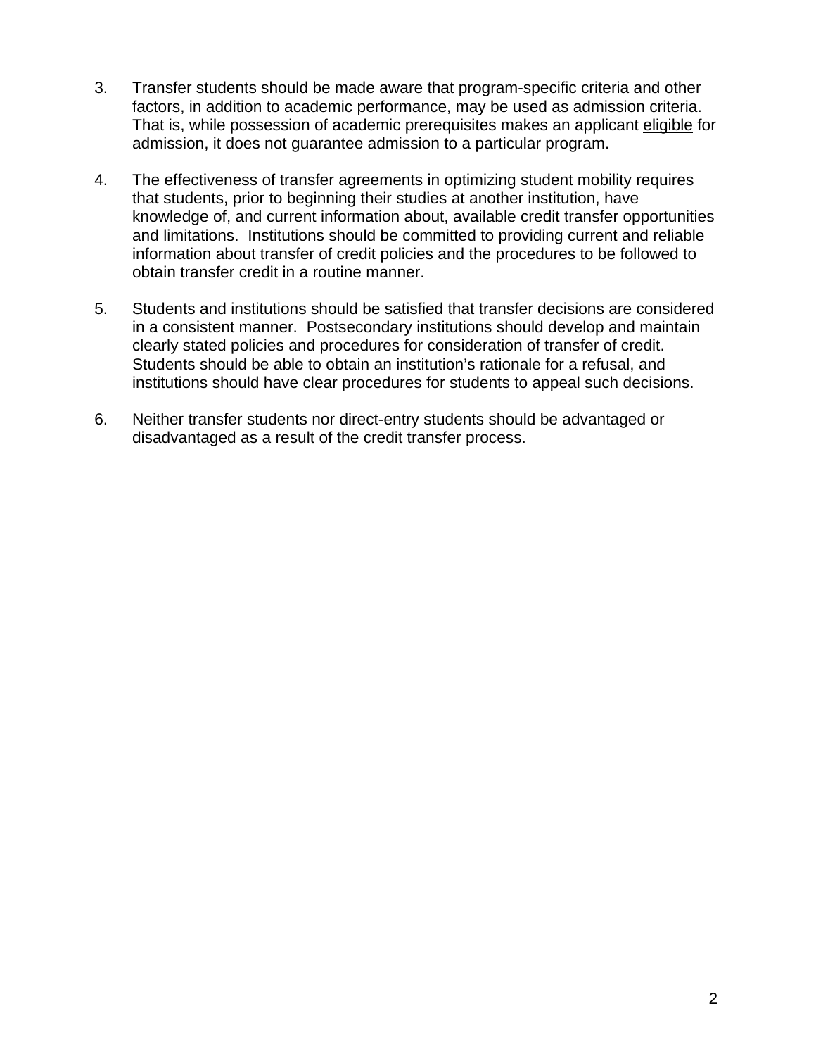3. Transfer students should be made aware that program-specific criteria and other factors, in addition to academic performance, may be used as admission criteria. That is, while possession of academic prerequisites makes an applicant <u>eligible</u> for admission, it does not <u>guarantee</u> admission to a particular program.

4. The effectiveness of transfer agreements in optimizing student mobility requires that students, prior to beginning their studies at another institution, have knowledge of, and current information about, available credit transfer opportunities and limitations. Institutions should be committed to providing current and reliable information about transfer of credit policies and the procedures to be followed to obtain transfer credit in a routine manner.

5. Students and institutions should be satisfied that transfer decisions are considered in a consistent manner. Postsecondary institutions should develop and maintain clearly stated policies and procedures for consideration of transfer of credit. Students should be able to obtain an institution's rationale for a refusal, and institutions should have clear procedures for students to appeal such decisions.

6. Neither transfer students nor direct-entry students should be advantaged or disadvantaged as a result of the credit transfer process.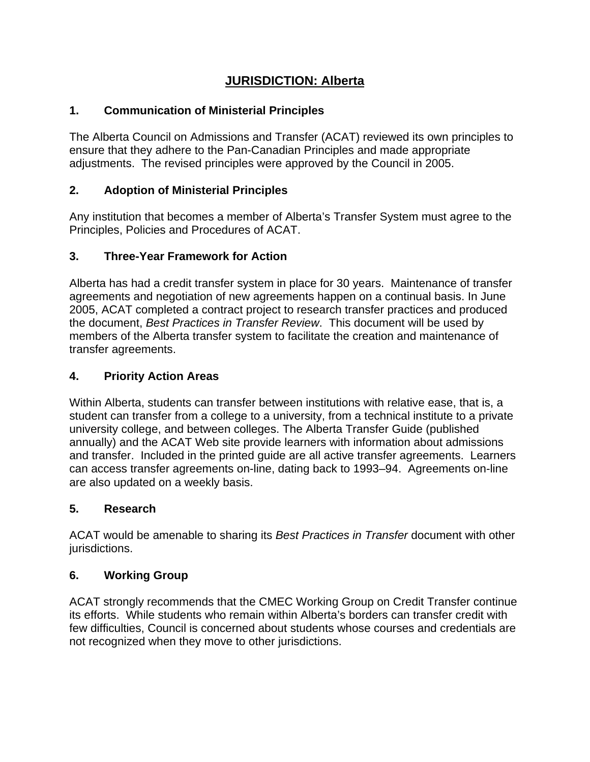# JURISDICTION: Alberta

## 1. Communication of Ministerial Principles

The Alberta Council on Admissions and Transfer (ACAT) reviewed its own principles to ensure that they adhere to the Pan-Canadian Principles and made appropriate adjustments. The revised principles were approved by the Council in 2005.

## 2. Adoption of Ministerial Principles

Any institution that becomes a member of Alberta's Transfer System must agree to the Principles, Policies and Procedures of ACAT.

## 3. Three-Year Framework for Action

Alberta has had a credit transfer system in place for 30 years. Maintenance of transfer agreements and negotiation of new agreements happen on a continual basis. In June 2005, ACAT completed a contract project to research transfer practices and produced the document, *Best Practices in Transfer Review*. This document will be used by members of the Alberta transfer system to facilitate the creation and maintenance of transfer agreements.

## 4. Priority Action Areas

Within Alberta, students can transfer between institutions with relative ease, that is, a student can transfer from a college to a university, from a technical institute to a private university college, and between colleges. The Alberta Transfer Guide (published annually) and the ACAT Web site provide learners with information about admissions and transfer. Included in the printed guide are all active transfer agreements. Learners can access transfer agreements on-line, dating back to 1993–94. Agreements on-line are also updated on a weekly basis.

## 5. Research

ACAT would be amenable to sharing its *Best Practices in Transfer* document with other jurisdictions.

## 6. Working Group

ACAT strongly recommends that the CMEC Working Group on Credit Transfer continue its efforts. While students who remain within Alberta's borders can transfer credit with few difficulties, Council is concerned about students whose courses and credentials are not recognized when they move to other jurisdictions.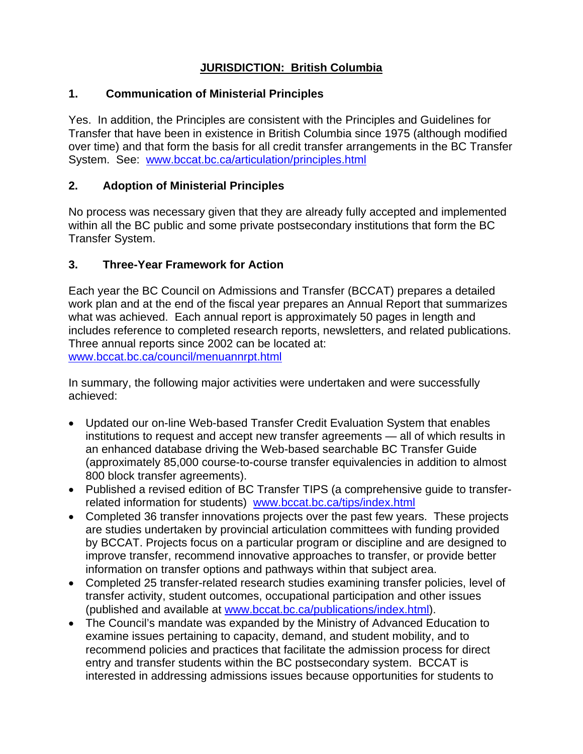## JURISDICTION: British Columbia

### 1. Communication of Ministerial Principles

Yes. In addition, the Principles are consistent with the Principles and Guidelines for Transfer that have been in existence in British Columbia since 1975 (although modified over time) and that form the basis for all credit transfer arrangements in the BC Transfer System. See: www.bccat.bc.ca/articulation/principles.html

### 2. Adoption of Ministerial Principles

No process was necessary given that they are already fully accepted and implemented within all the BC public and some private postsecondary institutions that form the BC Transfer System.

### 3. Three-Year Framework for Action

Each year the BC Council on Admissions and Transfer (BCCAT) prepares a detailed work plan and at the end of the fiscal year prepares an Annual Report that summarizes what was achieved. Each annual report is approximately 50 pages in length and includes reference to completed research reports, newsletters, and related publications. Three annual reports since 2002 can be located at: www.bccat.bc.ca/council/menuannrpt.html

In summary, the following major activities were undertaken and were successfully achieved:

- Updated our on-line Web-based Transfer Credit Evaluation System that enables institutions to request and accept new transfer agreements — all of which results in an enhanced database driving the Web-based searchable BC Transfer Guide (approximately 85,000 course-to-course transfer equivalencies in addition to almost 800 block transfer agreements).
- Published a revised edition of BC Transfer TIPS (a comprehensive guide to transfer-related information for students) www.bccat.bc.ca/tips/index.html
- Completed 36 transfer innovations projects over the past few years. These projects are studies undertaken by provincial articulation committees with funding provided by BCCAT. Projects focus on a particular program or discipline and are designed to improve transfer, recommend innovative approaches to transfer, or provide better information on transfer options and pathways within that subject area.
- Completed 25 transfer-related research studies examining transfer policies, level of transfer activity, student outcomes, occupational participation and other issues (published and available at www.bccat.bc.ca/publications/index.html).
- The Council's mandate was expanded by the Ministry of Advanced Education to examine issues pertaining to capacity, demand, and student mobility, and to recommend policies and practices that facilitate the admission process for direct entry and transfer students within the BC postsecondary system. BCCAT is interested in addressing admissions issues because opportunities for students to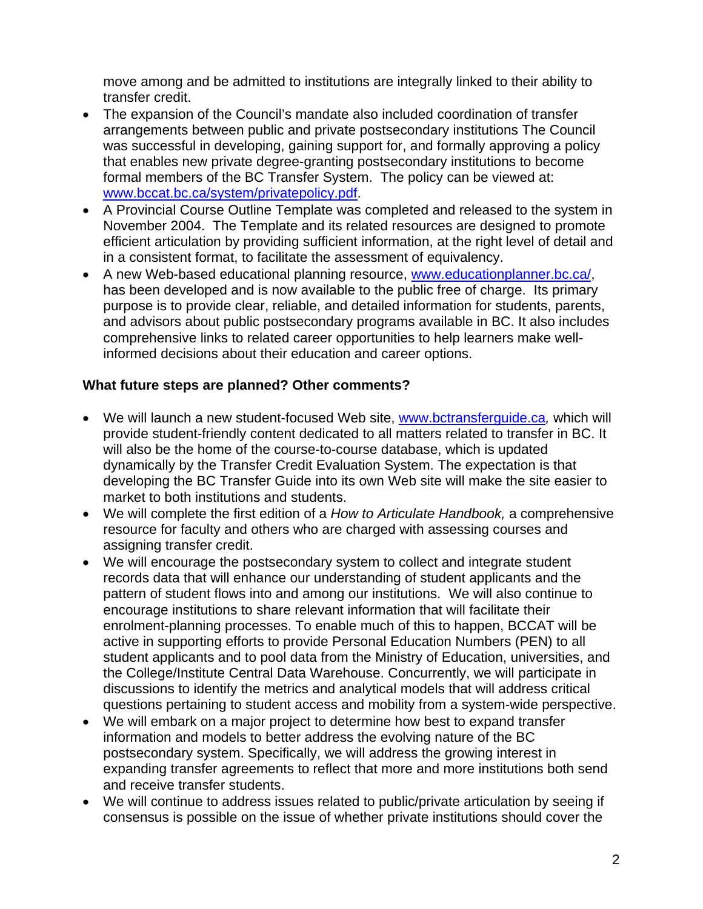move among and be admitted to institutions are integrally linked to their ability to transfer credit.

- The expansion of the Council's mandate also included coordination of transfer arrangements between public and private postsecondary institutions The Council was successful in developing, gaining support for, and formally approving a policy that enables new private degree-granting postsecondary institutions to become formal members of the BC Transfer System. The policy can be viewed at: [www.bccat.bc.ca/system/privatepolicy.pdf](www.bccat.bc.ca/system/privatepolicy.pdf).
- A Provincial Course Outline Template was completed and released to the system in November 2004. The Template and its related resources are designed to promote efficient articulation by providing sufficient information, at the right level of detail and in a consistent format, to facilitate the assessment of equivalency.
- A new Web-based educational planning resource, [www.educationplanner.bc.ca/](www.educationplanner.bc.ca/), has been developed and is now available to the public free of charge. Its primary purpose is to provide clear, reliable, and detailed information for students, parents, and advisors about public postsecondary programs available in BC. It also includes comprehensive links to related career opportunities to help learners make well-informed decisions about their education and career options.

**What future steps are planned? Other comments?**

- We will launch a new student-focused Web site, [www.bctransferguide.ca](www.bctransferguide.ca), which will provide student-friendly content dedicated to all matters related to transfer in BC. It will also be the home of the course-to-course database, which is updated dynamically by the Transfer Credit Evaluation System. The expectation is that developing the BC Transfer Guide into its own Web site will make the site easier to market to both institutions and students.
- We will complete the first edition of a *How to Articulate Handbook,* a comprehensive resource for faculty and others who are charged with assessing courses and assigning transfer credit.
- We will encourage the postsecondary system to collect and integrate student records data that will enhance our understanding of student applicants and the pattern of student flows into and among our institutions. We will also continue to encourage institutions to share relevant information that will facilitate their enrolment-planning processes. To enable much of this to happen, BCCAT will be active in supporting efforts to provide Personal Education Numbers (PEN) to all student applicants and to pool data from the Ministry of Education, universities, and the College/Institute Central Data Warehouse. Concurrently, we will participate in discussions to identify the metrics and analytical models that will address critical questions pertaining to student access and mobility from a system-wide perspective.
- We will embark on a major project to determine how best to expand transfer information and models to better address the evolving nature of the BC postsecondary system. Specifically, we will address the growing interest in expanding transfer agreements to reflect that more and more institutions both send and receive transfer students.
- We will continue to address issues related to public/private articulation by seeing if consensus is possible on the issue of whether private institutions should cover the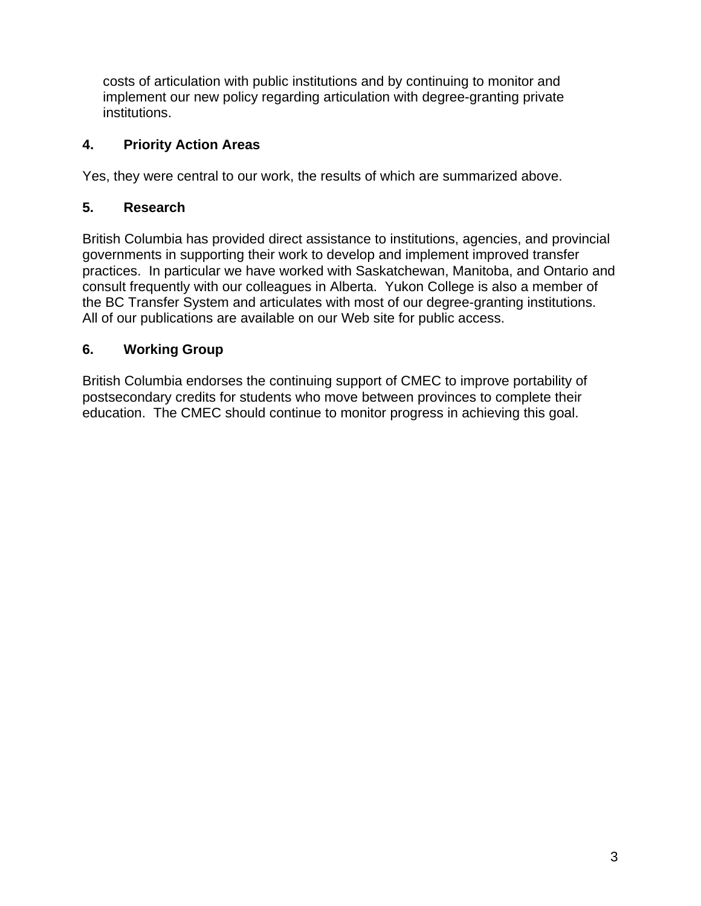costs of articulation with public institutions and by continuing to monitor and implement our new policy regarding articulation with degree-granting private institutions.

### 4. Priority Action Areas

Yes, they were central to our work, the results of which are summarized above.

### 5. Research

British Columbia has provided direct assistance to institutions, agencies, and provincial governments in supporting their work to develop and implement improved transfer practices. In particular we have worked with Saskatchewan, Manitoba, and Ontario and consult frequently with our colleagues in Alberta. Yukon College is also a member of the BC Transfer System and articulates with most of our degree-granting institutions. All of our publications are available on our Web site for public access.

### 6. Working Group

British Columbia endorses the continuing support of CMEC to improve portability of postsecondary credits for students who move between provinces to complete their education. The CMEC should continue to monitor progress in achieving this goal.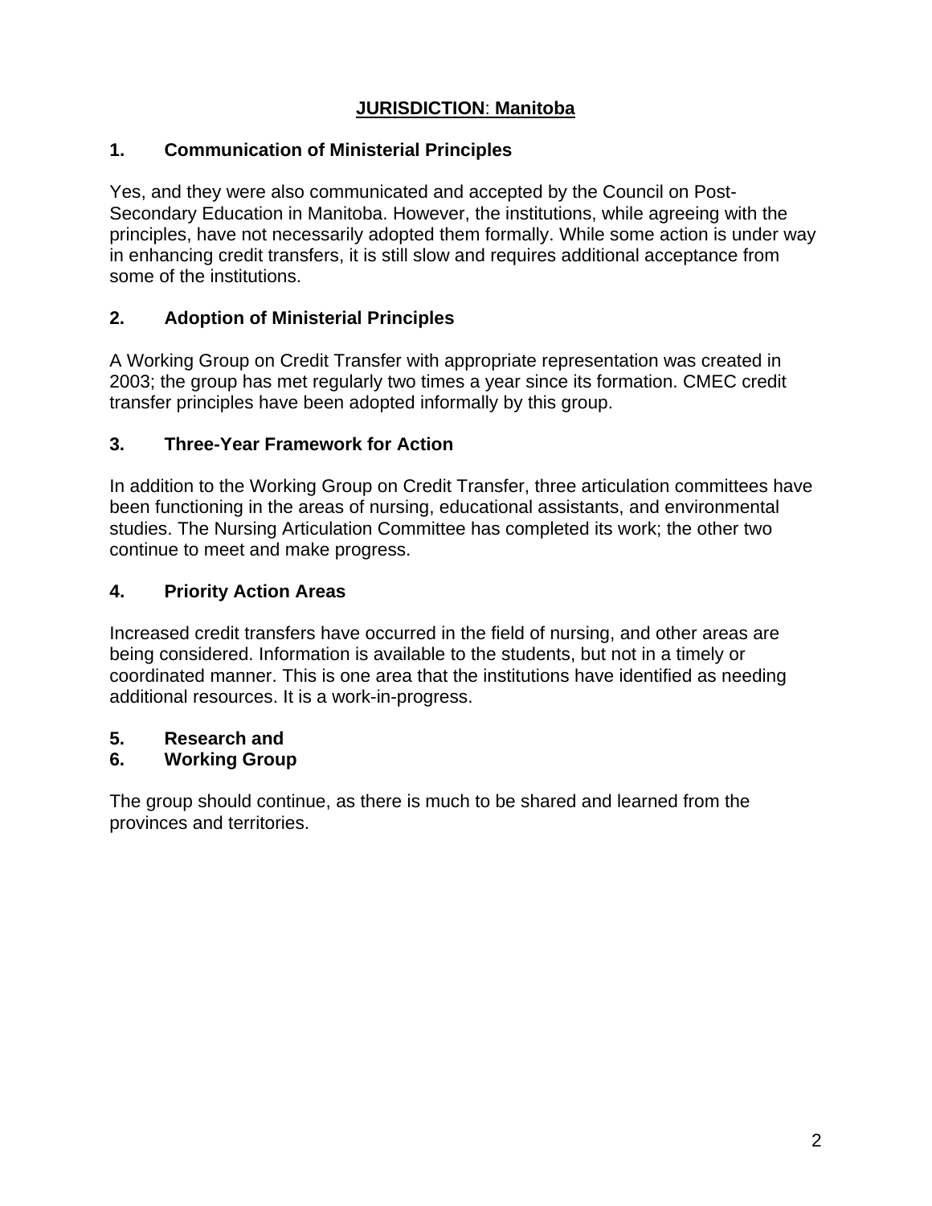## **JURISDICTION: Manitoba**

### 1. Communication of Ministerial Principles

Yes, and they were also communicated and accepted by the Council on Post-Secondary Education in Manitoba. However, the institutions, while agreeing with the principles, have not necessarily adopted them formally. While some action is under way in enhancing credit transfers, it is still slow and requires additional acceptance from some of the institutions.

### 2. Adoption of Ministerial Principles

A Working Group on Credit Transfer with appropriate representation was created in 2003; the group has met regularly two times a year since its formation. CMEC credit transfer principles have been adopted informally by this group.

### 3. Three-Year Framework for Action

In addition to the Working Group on Credit Transfer, three articulation committees have been functioning in the areas of nursing, educational assistants, and environmental studies. The Nursing Articulation Committee has completed its work; the other two continue to meet and make progress.

### 4. Priority Action Areas

Increased credit transfers have occurred in the field of nursing, and other areas are being considered. Information is available to the students, but not in a timely or coordinated manner. This is one area that the institutions have identified as needing additional resources. It is a work-in-progress.

### 5. Research and
### 6. Working Group

The group should continue, as there is much to be shared and learned from the provinces and territories.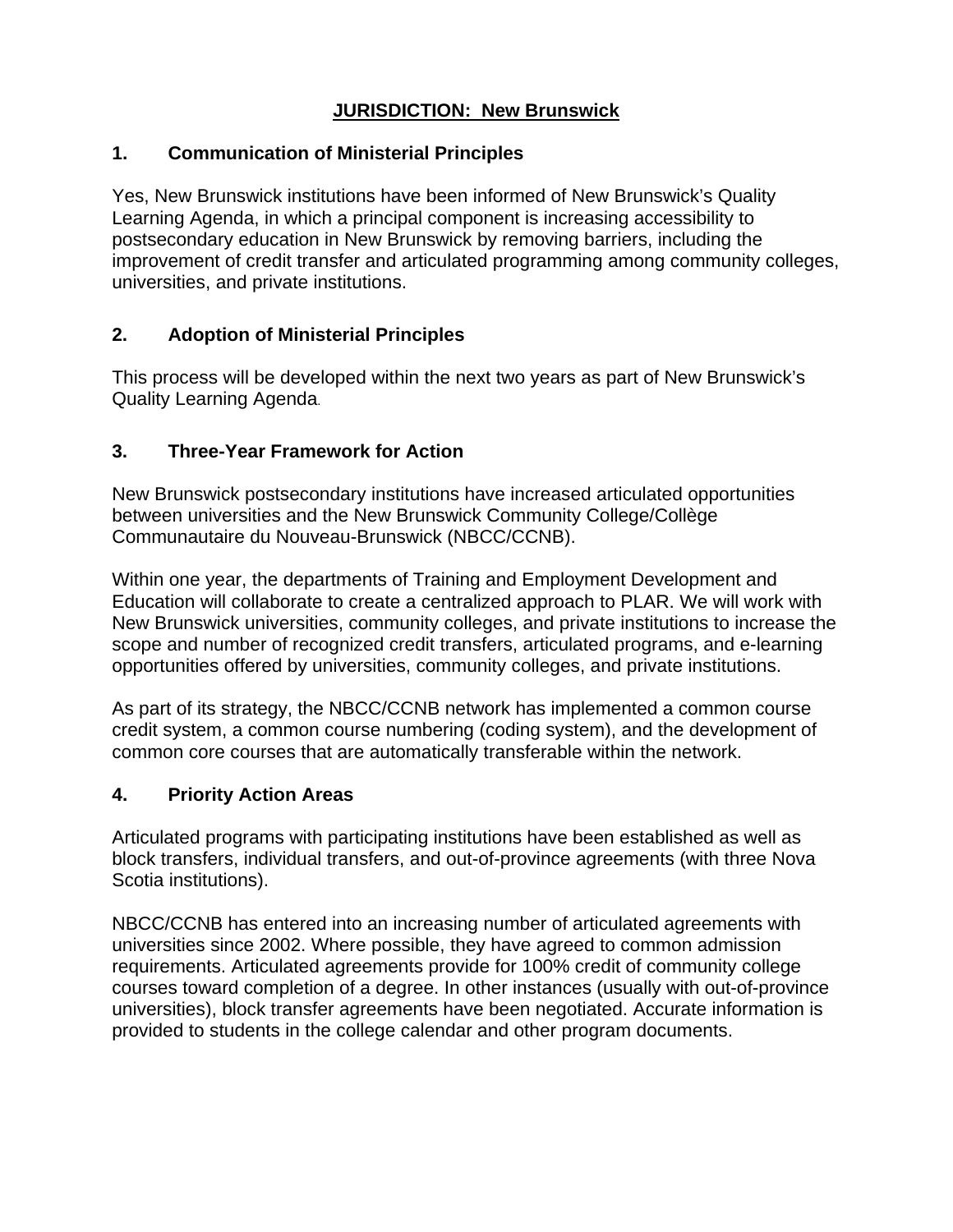# JURISDICTION: New Brunswick

## 1. Communication of Ministerial Principles

Yes, New Brunswick institutions have been informed of New Brunswick's Quality Learning Agenda, in which a principal component is increasing accessibility to postsecondary education in New Brunswick by removing barriers, including the improvement of credit transfer and articulated programming among community colleges, universities, and private institutions.

## 2. Adoption of Ministerial Principles

This process will be developed within the next two years as part of New Brunswick's Quality Learning Agenda.

## 3. Three-Year Framework for Action

New Brunswick postsecondary institutions have increased articulated opportunities between universities and the New Brunswick Community College/Collège Communautaire du Nouveau-Brunswick (NBCC/CCNB).

Within one year, the departments of Training and Employment Development and Education will collaborate to create a centralized approach to PLAR. We will work with New Brunswick universities, community colleges, and private institutions to increase the scope and number of recognized credit transfers, articulated programs, and e-learning opportunities offered by universities, community colleges, and private institutions.

As part of its strategy, the NBCC/CCNB network has implemented a common course credit system, a common course numbering (coding system), and the development of common core courses that are automatically transferable within the network.

## 4. Priority Action Areas

Articulated programs with participating institutions have been established as well as block transfers, individual transfers, and out-of-province agreements (with three Nova Scotia institutions).

NBCC/CCNB has entered into an increasing number of articulated agreements with universities since 2002. Where possible, they have agreed to common admission requirements. Articulated agreements provide for 100% credit of community college courses toward completion of a degree. In other instances (usually with out-of-province universities), block transfer agreements have been negotiated. Accurate information is provided to students in the college calendar and other program documents.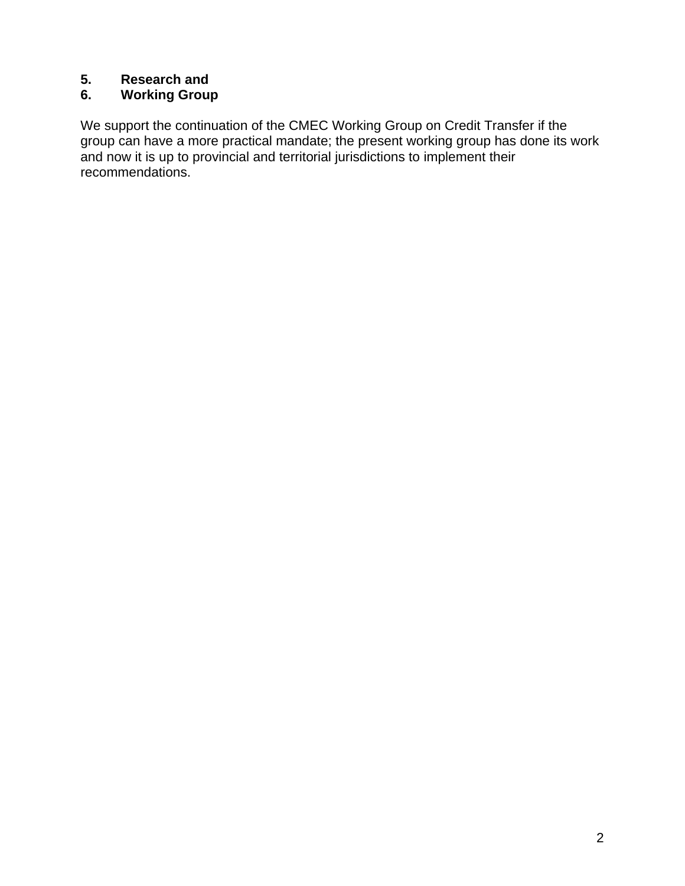**5. Research and**

**6. Working Group**

We support the continuation of the CMEC Working Group on Credit Transfer if the group can have a more practical mandate; the present working group has done its work and now it is up to provincial and territorial jurisdictions to implement their recommendations.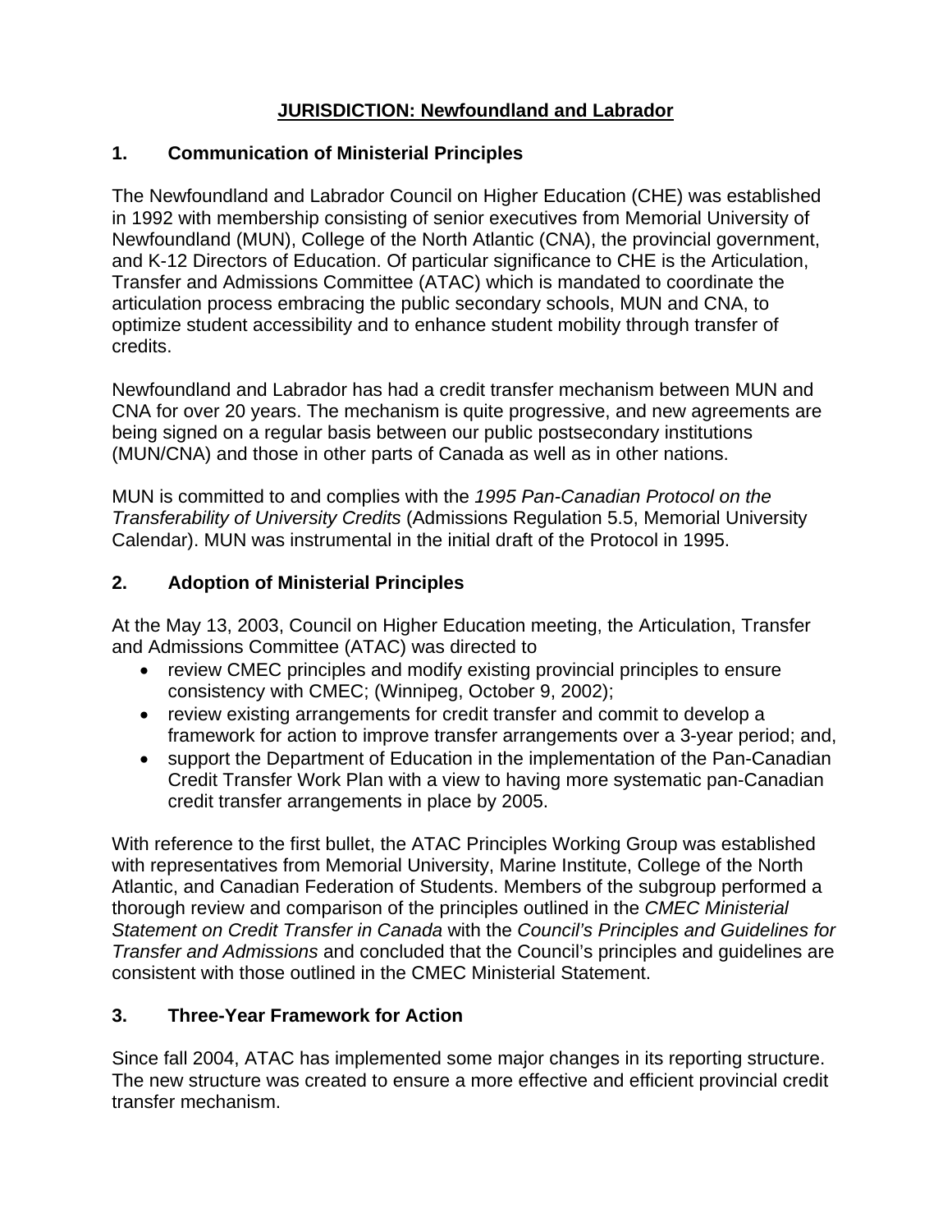## JURISDICTION: Newfoundland and Labrador

### 1. Communication of Ministerial Principles

The Newfoundland and Labrador Council on Higher Education (CHE) was established in 1992 with membership consisting of senior executives from Memorial University of Newfoundland (MUN), College of the North Atlantic (CNA), the provincial government, and K-12 Directors of Education. Of particular significance to CHE is the Articulation, Transfer and Admissions Committee (ATAC) which is mandated to coordinate the articulation process embracing the public secondary schools, MUN and CNA, to optimize student accessibility and to enhance student mobility through transfer of credits.

Newfoundland and Labrador has had a credit transfer mechanism between MUN and CNA for over 20 years. The mechanism is quite progressive, and new agreements are being signed on a regular basis between our public postsecondary institutions (MUN/CNA) and those in other parts of Canada as well as in other nations.

MUN is committed to and complies with the *1995 Pan-Canadian Protocol on the Transferability of University Credits* (Admissions Regulation 5.5, Memorial University Calendar). MUN was instrumental in the initial draft of the Protocol in 1995.

### 2. Adoption of Ministerial Principles

At the May 13, 2003, Council on Higher Education meeting, the Articulation, Transfer and Admissions Committee (ATAC) was directed to

- review CMEC principles and modify existing provincial principles to ensure consistency with CMEC; (Winnipeg, October 9, 2002);
- review existing arrangements for credit transfer and commit to develop a framework for action to improve transfer arrangements over a 3-year period; and,
- support the Department of Education in the implementation of the Pan-Canadian Credit Transfer Work Plan with a view to having more systematic pan-Canadian credit transfer arrangements in place by 2005.

With reference to the first bullet, the ATAC Principles Working Group was established with representatives from Memorial University, Marine Institute, College of the North Atlantic, and Canadian Federation of Students. Members of the subgroup performed a thorough review and comparison of the principles outlined in the *CMEC Ministerial Statement on Credit Transfer in Canada* with the *Council's Principles and Guidelines for Transfer and Admissions* and concluded that the Council's principles and guidelines are consistent with those outlined in the CMEC Ministerial Statement.

### 3. Three-Year Framework for Action

Since fall 2004, ATAC has implemented some major changes in its reporting structure. The new structure was created to ensure a more effective and efficient provincial credit transfer mechanism.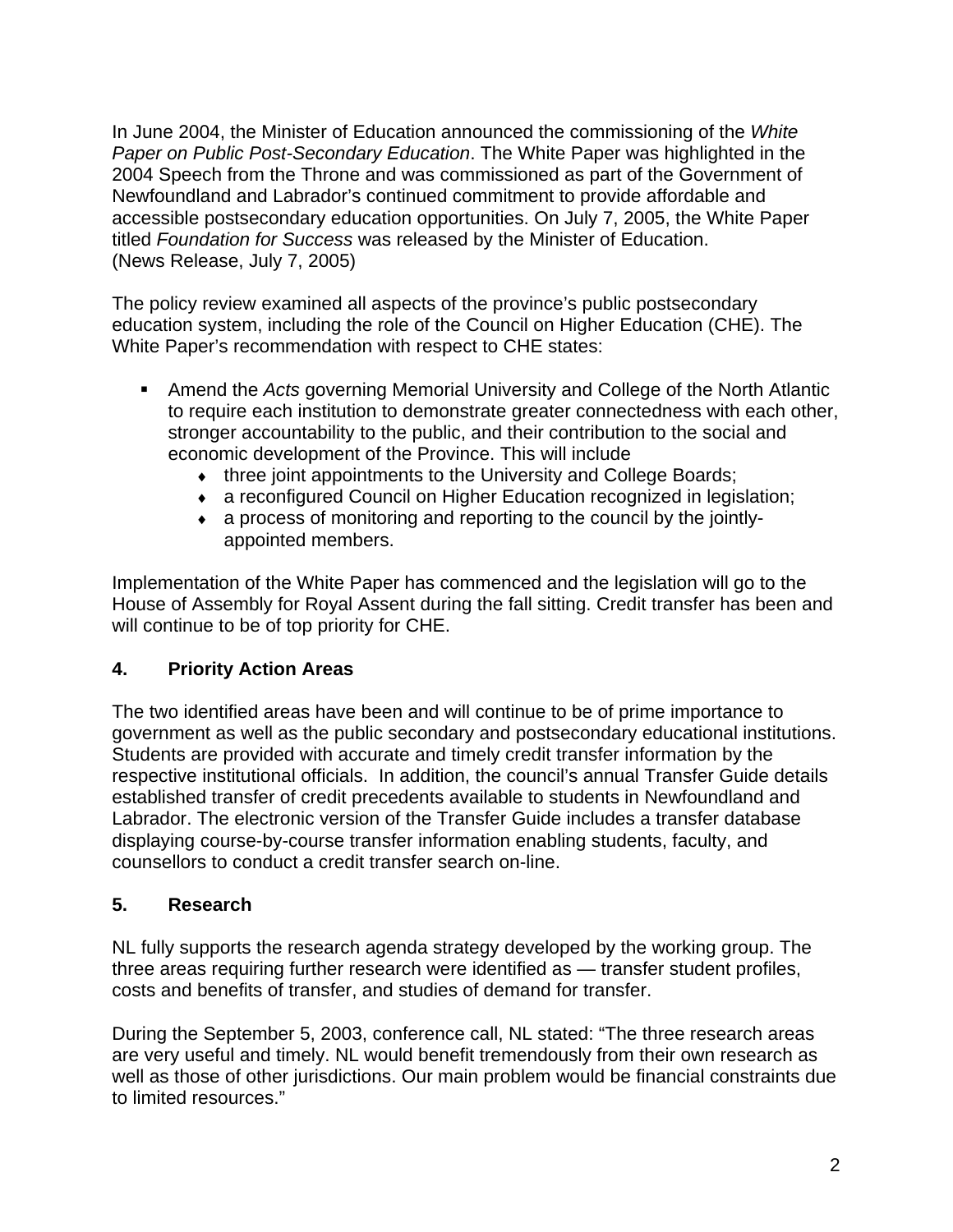In June 2004, the Minister of Education announced the commissioning of the *White Paper on Public Post-Secondary Education*. The White Paper was highlighted in the 2004 Speech from the Throne and was commissioned as part of the Government of Newfoundland and Labrador's continued commitment to provide affordable and accessible postsecondary education opportunities. On July 7, 2005, the White Paper titled *Foundation for Success* was released by the Minister of Education. (News Release, July 7, 2005)

The policy review examined all aspects of the province's public postsecondary education system, including the role of the Council on Higher Education (CHE). The White Paper's recommendation with respect to CHE states:

- Amend the *Acts* governing Memorial University and College of the North Atlantic to require each institution to demonstrate greater connectedness with each other, stronger accountability to the public, and their contribution to the social and economic development of the Province. This will include
  - three joint appointments to the University and College Boards;
  - a reconfigured Council on Higher Education recognized in legislation;
  - a process of monitoring and reporting to the council by the jointly-appointed members.

Implementation of the White Paper has commenced and the legislation will go to the House of Assembly for Royal Assent during the fall sitting. Credit transfer has been and will continue to be of top priority for CHE.

## 4. Priority Action Areas

The two identified areas have been and will continue to be of prime importance to government as well as the public secondary and postsecondary educational institutions. Students are provided with accurate and timely credit transfer information by the respective institutional officials. In addition, the council's annual Transfer Guide details established transfer of credit precedents available to students in Newfoundland and Labrador. The electronic version of the Transfer Guide includes a transfer database displaying course-by-course transfer information enabling students, faculty, and counsellors to conduct a credit transfer search on-line.

## 5. Research

NL fully supports the research agenda strategy developed by the working group. The three areas requiring further research were identified as — transfer student profiles, costs and benefits of transfer, and studies of demand for transfer.

During the September 5, 2003, conference call, NL stated: "The three research areas are very useful and timely. NL would benefit tremendously from their own research as well as those of other jurisdictions. Our main problem would be financial constraints due to limited resources."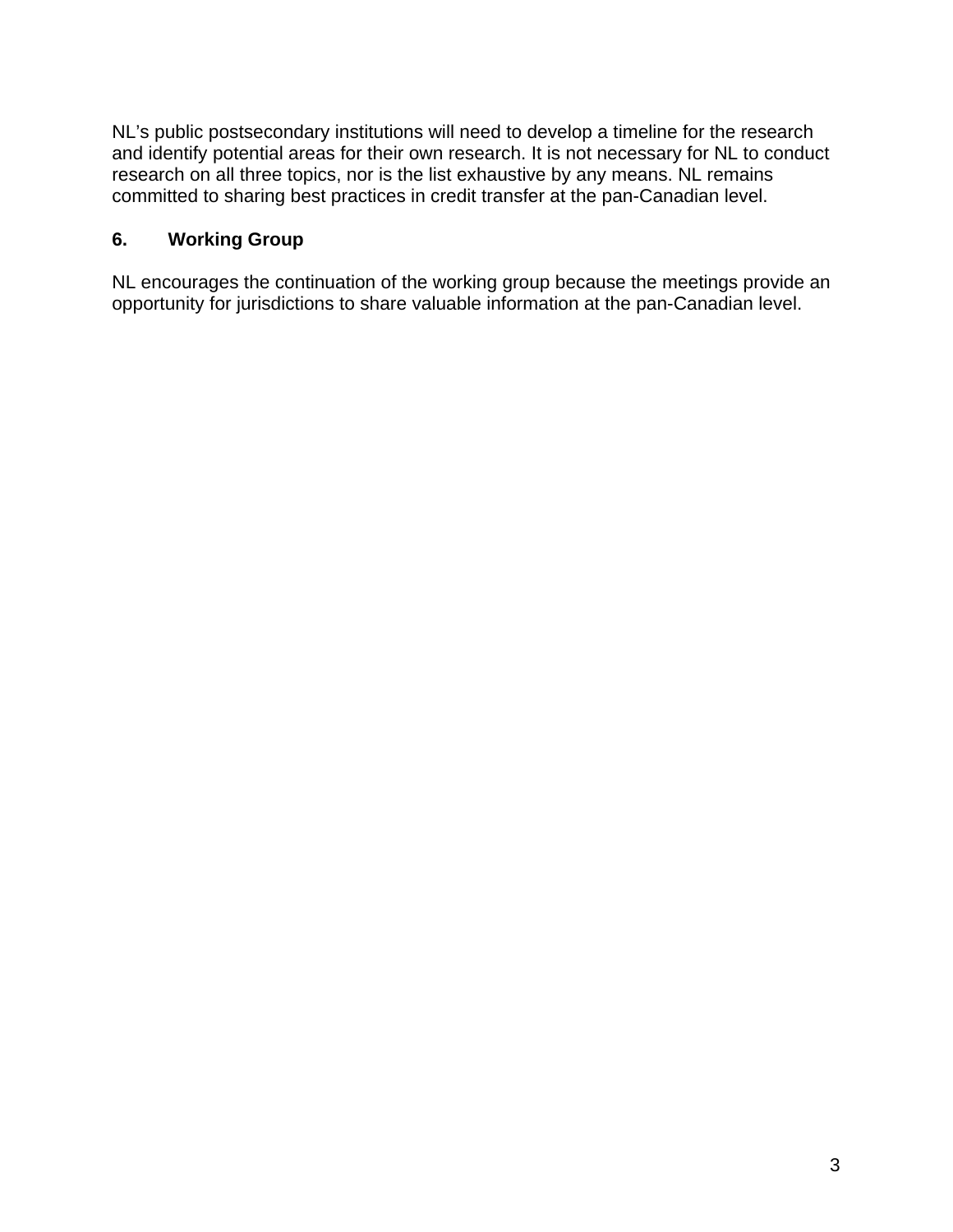NL's public postsecondary institutions will need to develop a timeline for the research and identify potential areas for their own research. It is not necessary for NL to conduct research on all three topics, nor is the list exhaustive by any means. NL remains committed to sharing best practices in credit transfer at the pan-Canadian level.

## 6. Working Group

NL encourages the continuation of the working group because the meetings provide an opportunity for jurisdictions to share valuable information at the pan-Canadian level.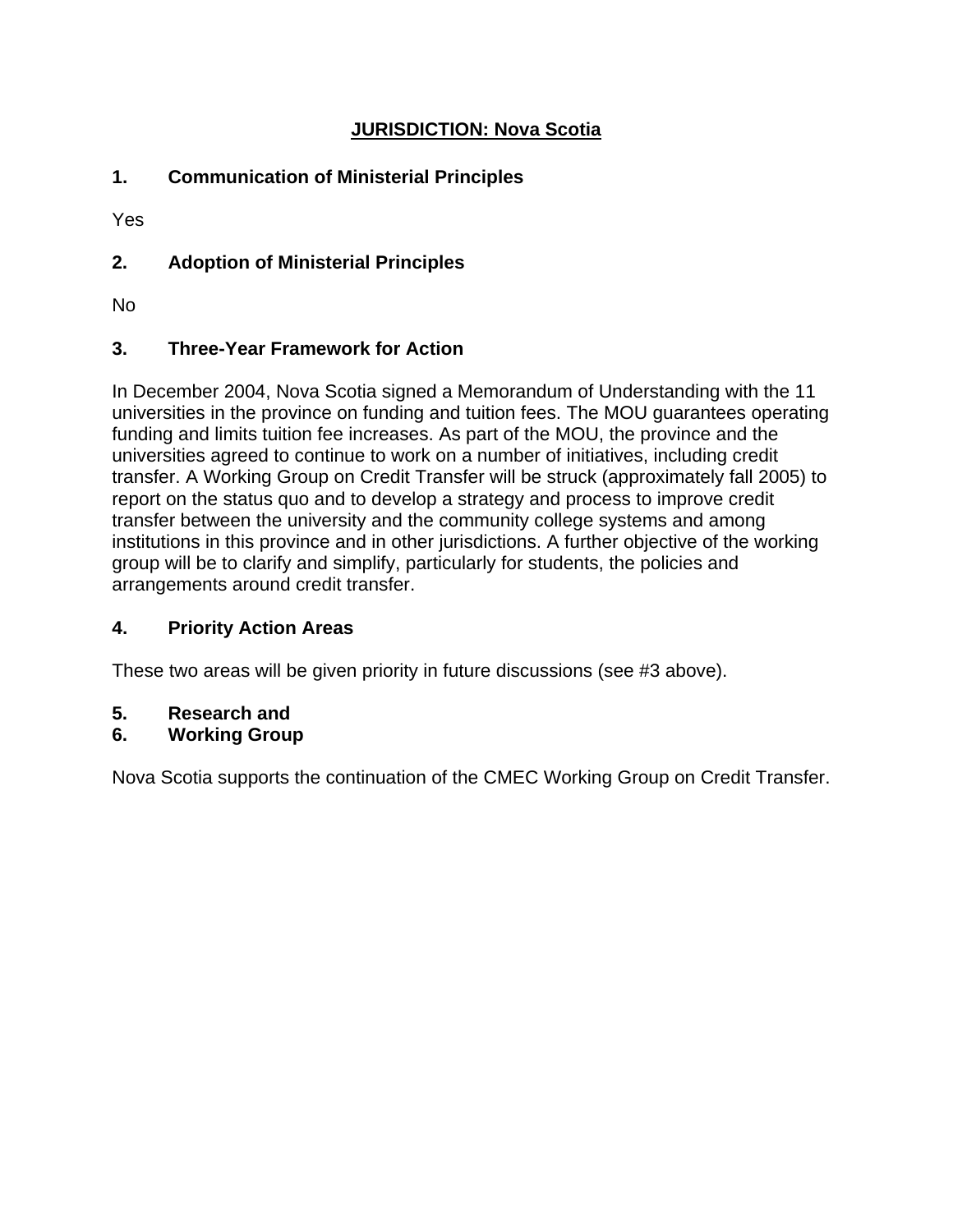## JURISDICTION: Nova Scotia

### 1. Communication of Ministerial Principles

Yes

### 2. Adoption of Ministerial Principles

No

### 3. Three-Year Framework for Action

In December 2004, Nova Scotia signed a Memorandum of Understanding with the 11 universities in the province on funding and tuition fees. The MOU guarantees operating funding and limits tuition fee increases. As part of the MOU, the province and the universities agreed to continue to work on a number of initiatives, including credit transfer. A Working Group on Credit Transfer will be struck (approximately fall 2005) to report on the status quo and to develop a strategy and process to improve credit transfer between the university and the community college systems and among institutions in this province and in other jurisdictions. A further objective of the working group will be to clarify and simplify, particularly for students, the policies and arrangements around credit transfer.

### 4. Priority Action Areas

These two areas will be given priority in future discussions (see #3 above).

### 5. Research and
### 6. Working Group

Nova Scotia supports the continuation of the CMEC Working Group on Credit Transfer.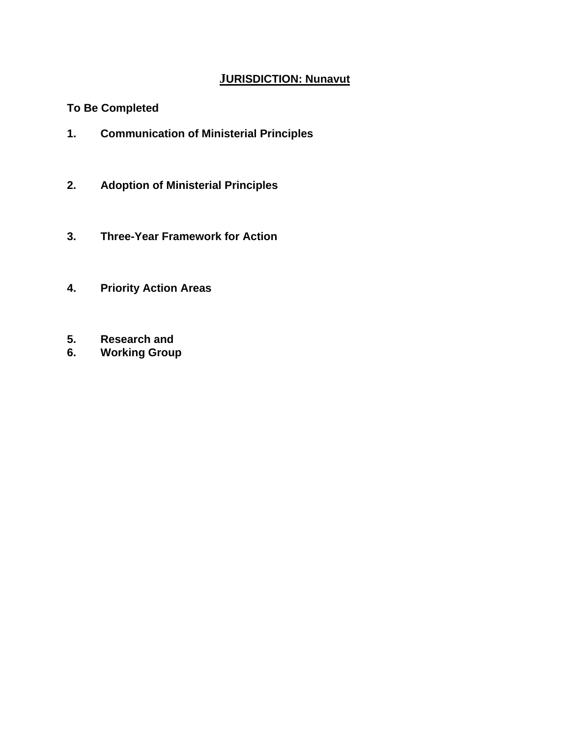# JURISDICTION: Nunavut

**To Be Completed**

**1. Communication of Ministerial Principles**

**2. Adoption of Ministerial Principles**

**3. Three-Year Framework for Action**

**4. Priority Action Areas**

**5. Research and**

**6. Working Group**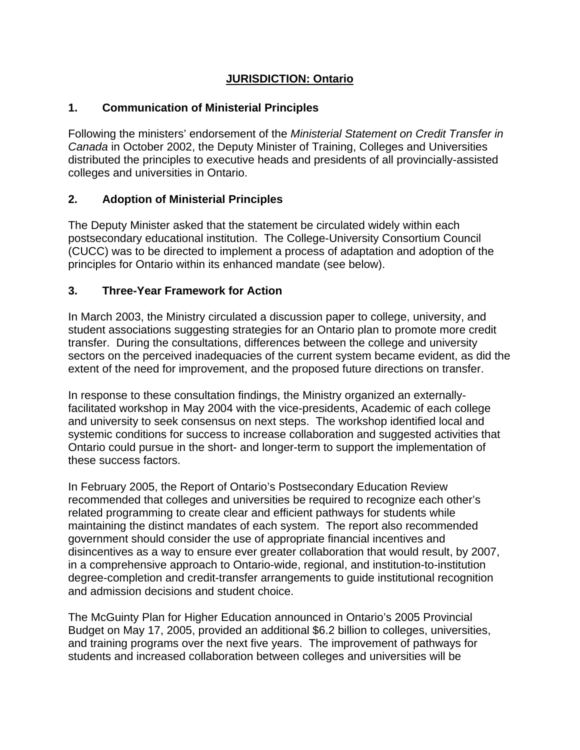**JURISDICTION: Ontario**

## 1. Communication of Ministerial Principles

Following the ministers' endorsement of the *Ministerial Statement on Credit Transfer in Canada* in October 2002, the Deputy Minister of Training, Colleges and Universities distributed the principles to executive heads and presidents of all provincially-assisted colleges and universities in Ontario.

## 2. Adoption of Ministerial Principles

The Deputy Minister asked that the statement be circulated widely within each postsecondary educational institution. The College-University Consortium Council (CUCC) was to be directed to implement a process of adaptation and adoption of the principles for Ontario within its enhanced mandate (see below).

## 3. Three-Year Framework for Action

In March 2003, the Ministry circulated a discussion paper to college, university, and student associations suggesting strategies for an Ontario plan to promote more credit transfer. During the consultations, differences between the college and university sectors on the perceived inadequacies of the current system became evident, as did the extent of the need for improvement, and the proposed future directions on transfer.

In response to these consultation findings, the Ministry organized an externally-facilitated workshop in May 2004 with the vice-presidents, Academic of each college and university to seek consensus on next steps. The workshop identified local and systemic conditions for success to increase collaboration and suggested activities that Ontario could pursue in the short- and longer-term to support the implementation of these success factors.

In February 2005, the Report of Ontario's Postsecondary Education Review recommended that colleges and universities be required to recognize each other's related programming to create clear and efficient pathways for students while maintaining the distinct mandates of each system. The report also recommended government should consider the use of appropriate financial incentives and disincentives as a way to ensure ever greater collaboration that would result, by 2007, in a comprehensive approach to Ontario-wide, regional, and institution-to-institution degree-completion and credit-transfer arrangements to guide institutional recognition and admission decisions and student choice.

The McGuinty Plan for Higher Education announced in Ontario's 2005 Provincial Budget on May 17, 2005, provided an additional $6.2 billion to colleges, universities, and training programs over the next five years. The improvement of pathways for students and increased collaboration between colleges and universities will be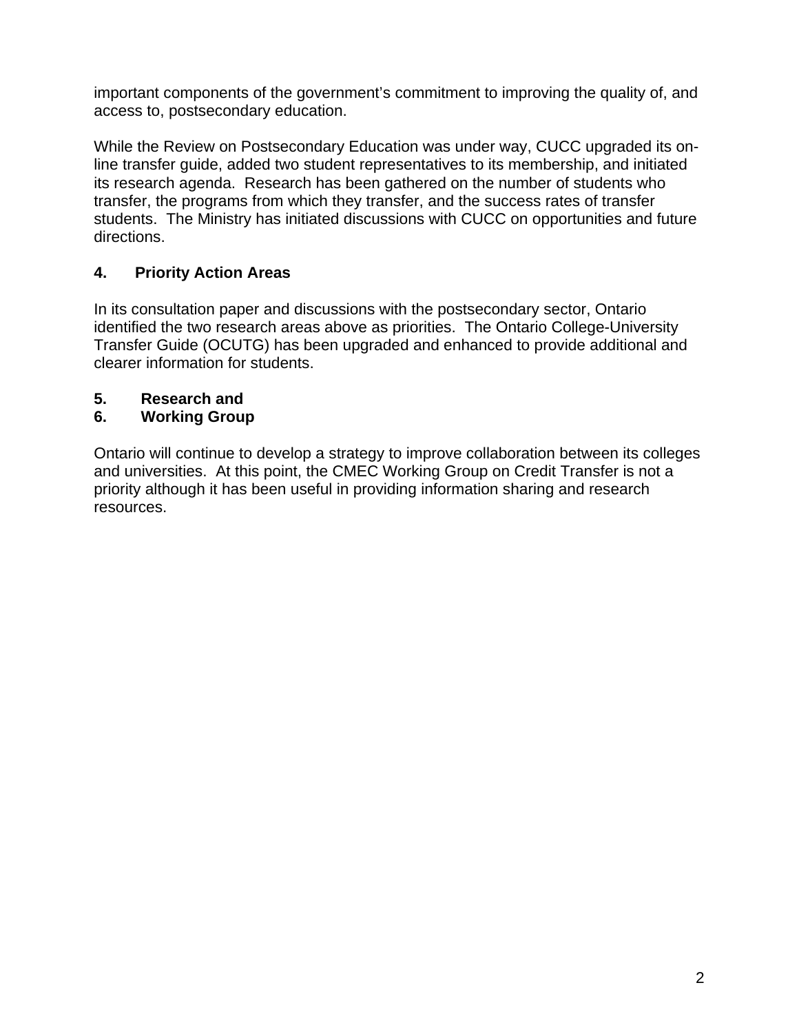important components of the government's commitment to improving the quality of, and access to, postsecondary education.

While the Review on Postsecondary Education was under way, CUCC upgraded its on-line transfer guide, added two student representatives to its membership, and initiated its research agenda. Research has been gathered on the number of students who transfer, the programs from which they transfer, and the success rates of transfer students. The Ministry has initiated discussions with CUCC on opportunities and future directions.

## 4. Priority Action Areas

In its consultation paper and discussions with the postsecondary sector, Ontario identified the two research areas above as priorities. The Ontario College-University Transfer Guide (OCUTG) has been upgraded and enhanced to provide additional and clearer information for students.

## 5. Research and
## 6. Working Group

Ontario will continue to develop a strategy to improve collaboration between its colleges and universities. At this point, the CMEC Working Group on Credit Transfer is not a priority although it has been useful in providing information sharing and research resources.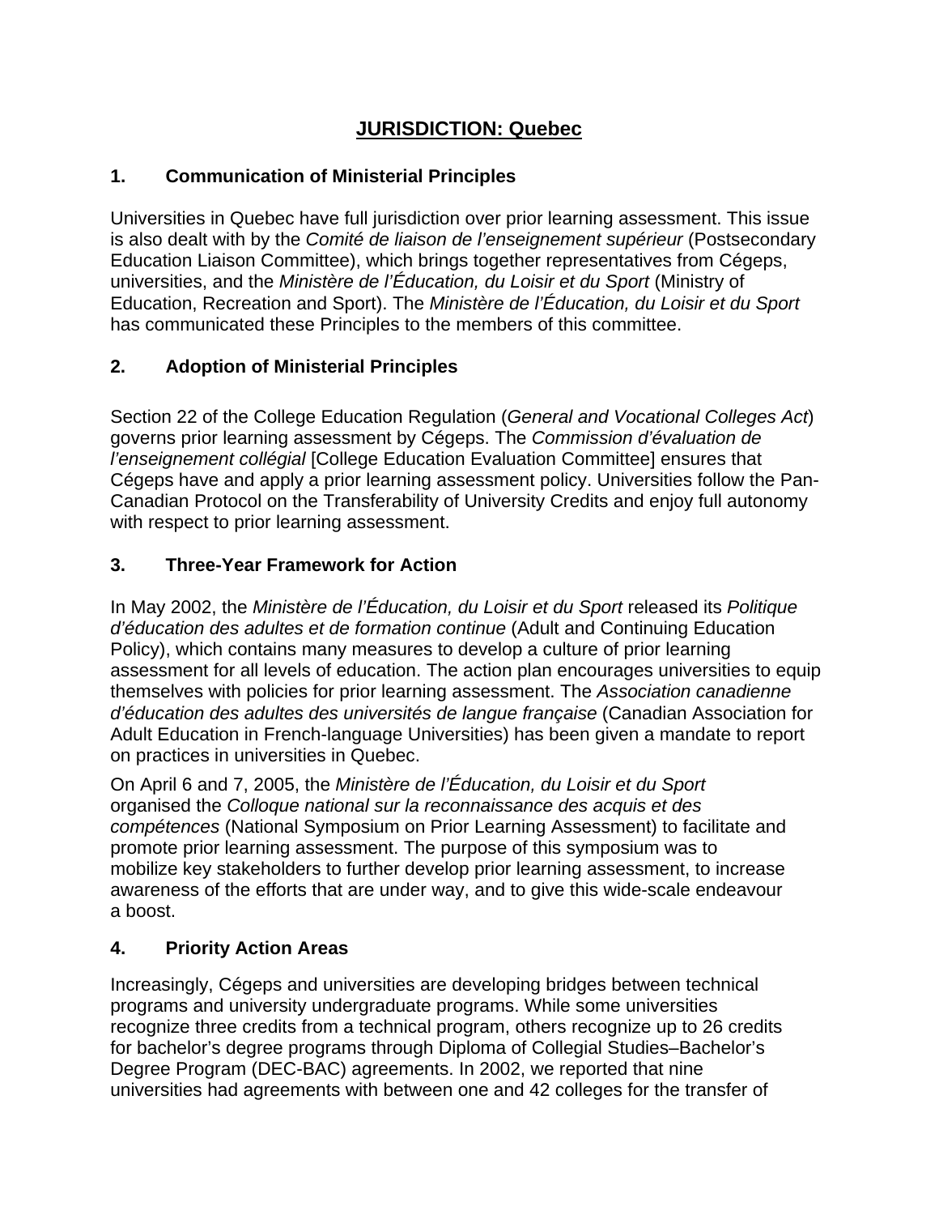# JURISDICTION: Quebec

## 1. Communication of Ministerial Principles

Universities in Quebec have full jurisdiction over prior learning assessment. This issue is also dealt with by the *Comité de liaison de l'enseignement supérieur* (Postsecondary Education Liaison Committee), which brings together representatives from Cégeps, universities, and the *Ministère de l'Éducation, du Loisir et du Sport* (Ministry of Education, Recreation and Sport). The *Ministère de l'Éducation, du Loisir et du Sport* has communicated these Principles to the members of this committee.

## 2. Adoption of Ministerial Principles

Section 22 of the College Education Regulation (*General and Vocational Colleges Act*) governs prior learning assessment by Cégeps. The *Commission d'évaluation de l'enseignement collégial* [College Education Evaluation Committee] ensures that Cégeps have and apply a prior learning assessment policy. Universities follow the Pan-Canadian Protocol on the Transferability of University Credits and enjoy full autonomy with respect to prior learning assessment.

## 3. Three-Year Framework for Action

In May 2002, the *Ministère de l'Éducation, du Loisir et du Sport* released its *Politique d'éducation des adultes et de formation continue* (Adult and Continuing Education Policy), which contains many measures to develop a culture of prior learning assessment for all levels of education. The action plan encourages universities to equip themselves with policies for prior learning assessment. The *Association canadienne d'éducation des adultes des universités de langue française* (Canadian Association for Adult Education in French-language Universities) has been given a mandate to report on practices in universities in Quebec.

On April 6 and 7, 2005, the *Ministère de l'Éducation, du Loisir et du Sport* organised the *Colloque national sur la reconnaissance des acquis et des compétences* (National Symposium on Prior Learning Assessment) to facilitate and promote prior learning assessment. The purpose of this symposium was to mobilize key stakeholders to further develop prior learning assessment, to increase awareness of the efforts that are under way, and to give this wide-scale endeavour a boost.

## 4. Priority Action Areas

Increasingly, Cégeps and universities are developing bridges between technical programs and university undergraduate programs. While some universities recognize three credits from a technical program, others recognize up to 26 credits for bachelor's degree programs through Diploma of Collegial Studies–Bachelor's Degree Program (DEC-BAC) agreements. In 2002, we reported that nine universities had agreements with between one and 42 colleges for the transfer of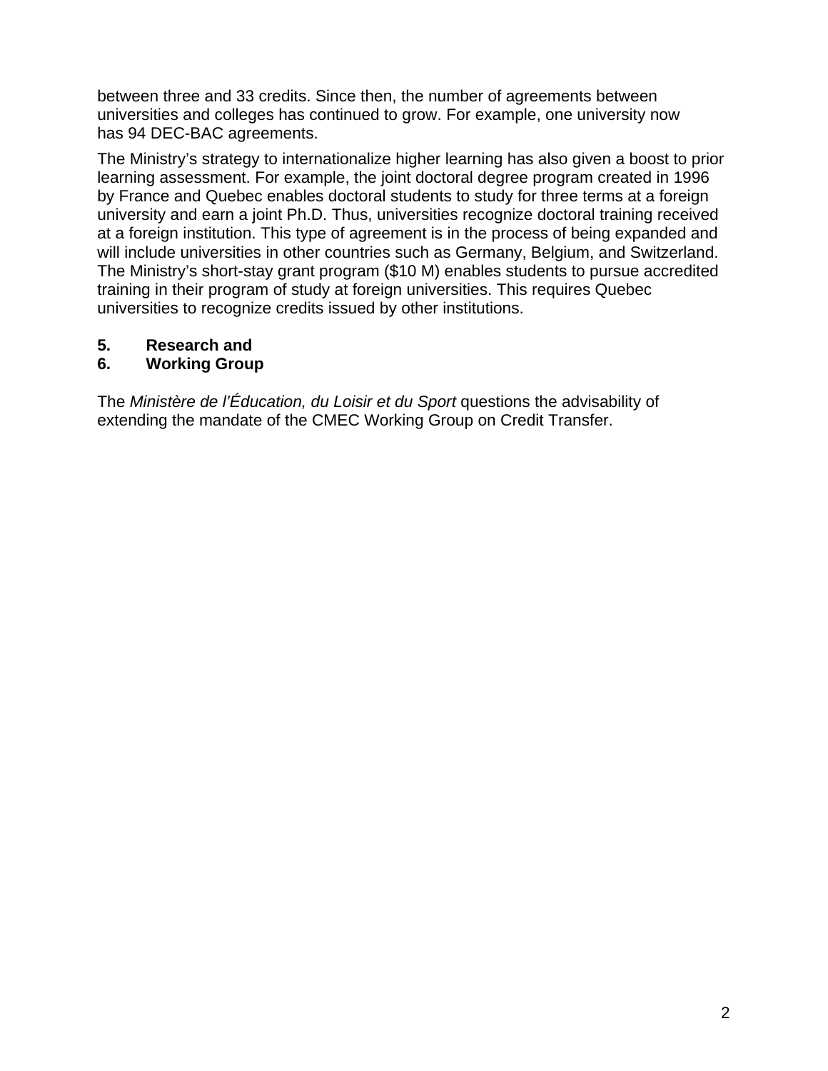between three and 33 credits. Since then, the number of agreements between universities and colleges has continued to grow. For example, one university now has 94 DEC-BAC agreements.

The Ministry's strategy to internationalize higher learning has also given a boost to prior learning assessment. For example, the joint doctoral degree program created in 1996 by France and Quebec enables doctoral students to study for three terms at a foreign university and earn a joint Ph.D. Thus, universities recognize doctoral training received at a foreign institution. This type of agreement is in the process of being expanded and will include universities in other countries such as Germany, Belgium, and Switzerland. The Ministry's short-stay grant program ($10 M) enables students to pursue accredited training in their program of study at foreign universities. This requires Quebec universities to recognize credits issued by other institutions.

**5. Research and**

**6. Working Group**

The *Ministère de l'Éducation, du Loisir et du Sport* questions the advisability of extending the mandate of the CMEC Working Group on Credit Transfer.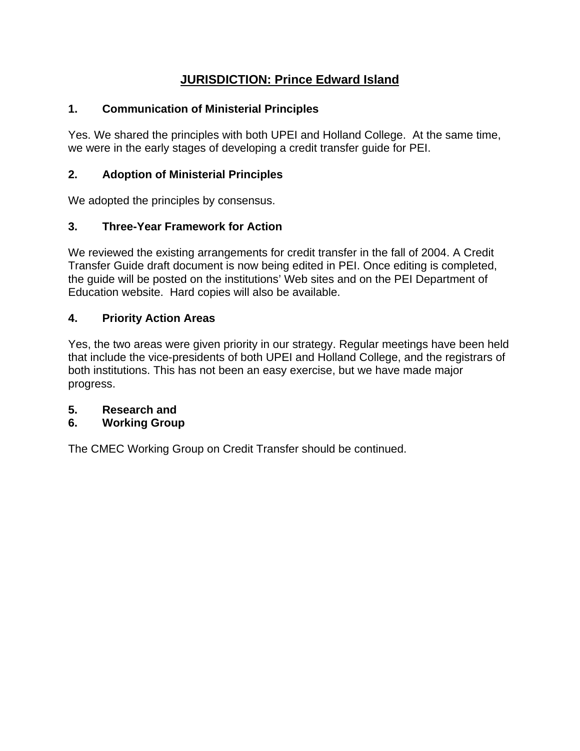## JURISDICTION: Prince Edward Island

### 1. Communication of Ministerial Principles

Yes. We shared the principles with both UPEI and Holland College. At the same time, we were in the early stages of developing a credit transfer guide for PEI.

### 2. Adoption of Ministerial Principles

We adopted the principles by consensus.

### 3. Three-Year Framework for Action

We reviewed the existing arrangements for credit transfer in the fall of 2004. A Credit Transfer Guide draft document is now being edited in PEI. Once editing is completed, the guide will be posted on the institutions' Web sites and on the PEI Department of Education website. Hard copies will also be available.

### 4. Priority Action Areas

Yes, the two areas were given priority in our strategy. Regular meetings have been held that include the vice-presidents of both UPEI and Holland College, and the registrars of both institutions. This has not been an easy exercise, but we have made major progress.

### 5. Research and
### 6. Working Group

The CMEC Working Group on Credit Transfer should be continued.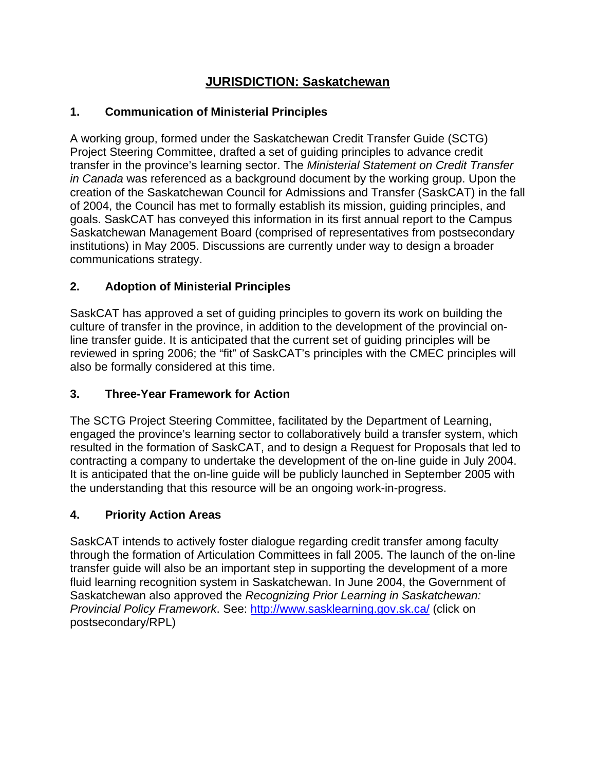## JURISDICTION: Saskatchewan

### 1. Communication of Ministerial Principles

A working group, formed under the Saskatchewan Credit Transfer Guide (SCTG) Project Steering Committee, drafted a set of guiding principles to advance credit transfer in the province's learning sector. The *Ministerial Statement on Credit Transfer in Canada* was referenced as a background document by the working group. Upon the creation of the Saskatchewan Council for Admissions and Transfer (SaskCAT) in the fall of 2004, the Council has met to formally establish its mission, guiding principles, and goals. SaskCAT has conveyed this information in its first annual report to the Campus Saskatchewan Management Board (comprised of representatives from postsecondary institutions) in May 2005. Discussions are currently under way to design a broader communications strategy.

### 2. Adoption of Ministerial Principles

SaskCAT has approved a set of guiding principles to govern its work on building the culture of transfer in the province, in addition to the development of the provincial on-line transfer guide. It is anticipated that the current set of guiding principles will be reviewed in spring 2006; the "fit" of SaskCAT's principles with the CMEC principles will also be formally considered at this time.

### 3. Three-Year Framework for Action

The SCTG Project Steering Committee, facilitated by the Department of Learning, engaged the province's learning sector to collaboratively build a transfer system, which resulted in the formation of SaskCAT, and to design a Request for Proposals that led to contracting a company to undertake the development of the on-line guide in July 2004. It is anticipated that the on-line guide will be publicly launched in September 2005 with the understanding that this resource will be an ongoing work-in-progress.

### 4. Priority Action Areas

SaskCAT intends to actively foster dialogue regarding credit transfer among faculty through the formation of Articulation Committees in fall 2005. The launch of the on-line transfer guide will also be an important step in supporting the development of a more fluid learning recognition system in Saskatchewan. In June 2004, the Government of Saskatchewan also approved the *Recognizing Prior Learning in Saskatchewan: Provincial Policy Framework*. See: [http://www.sasklearning.gov.sk.ca/](http://www.sasklearning.gov.sk.ca/) (click on postsecondary/RPL)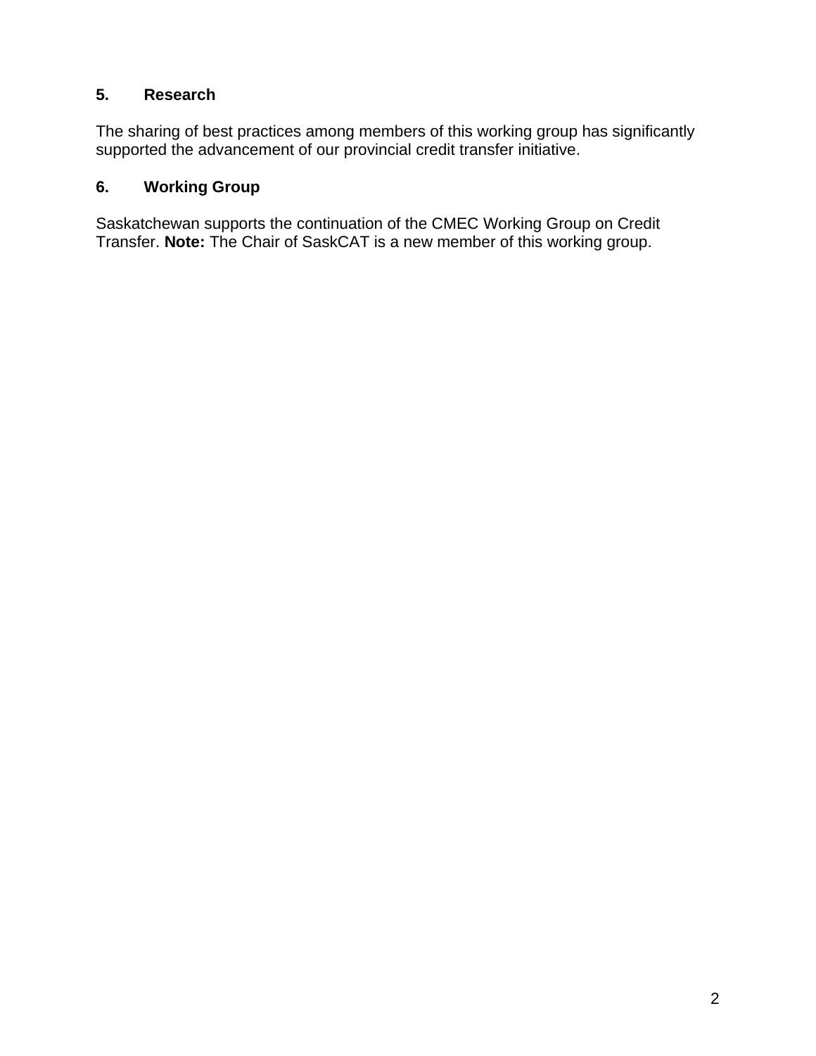## 5. Research

The sharing of best practices among members of this working group has significantly supported the advancement of our provincial credit transfer initiative.

## 6. Working Group

Saskatchewan supports the continuation of the CMEC Working Group on Credit Transfer. **Note:** The Chair of SaskCAT is a new member of this working group.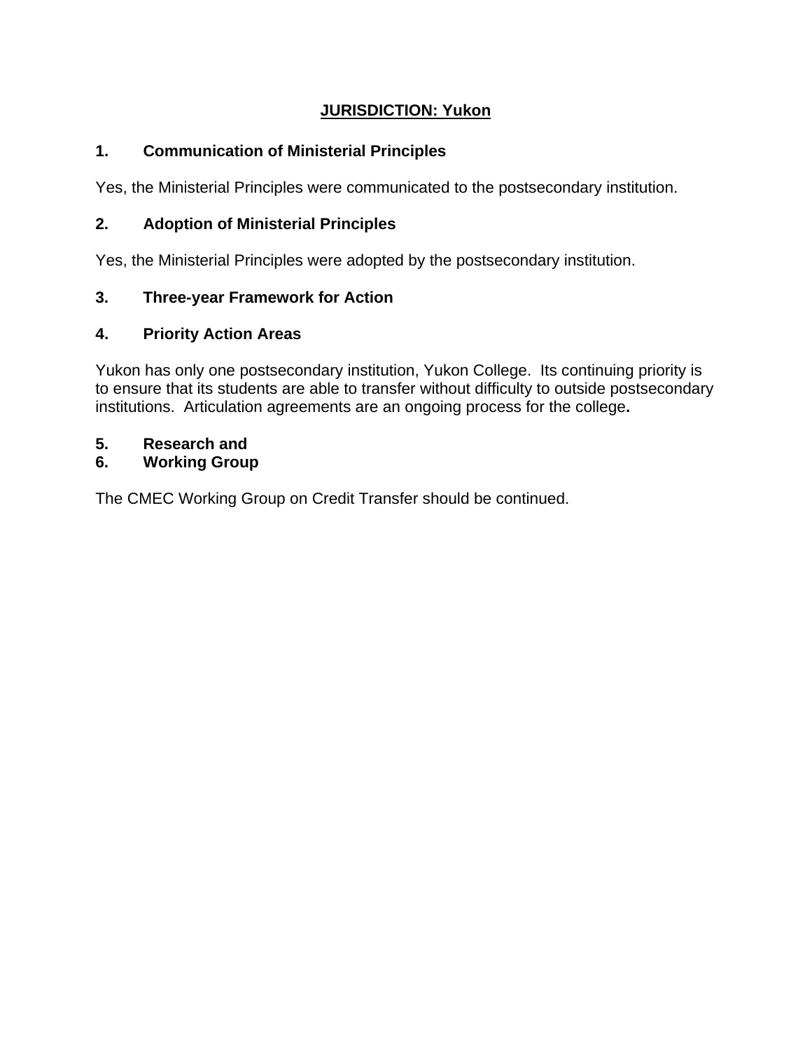# JURISDICTION: Yukon

## 1. Communication of Ministerial Principles

Yes, the Ministerial Principles were communicated to the postsecondary institution.

## 2. Adoption of Ministerial Principles

Yes, the Ministerial Principles were adopted by the postsecondary institution.

## 3. Three-year Framework for Action

## 4. Priority Action Areas

Yukon has only one postsecondary institution, Yukon College. Its continuing priority is to ensure that its students are able to transfer without difficulty to outside postsecondary institutions. Articulation agreements are an ongoing process for the college**.**

## 5. Research and
## 6. Working Group

The CMEC Working Group on Credit Transfer should be continued.